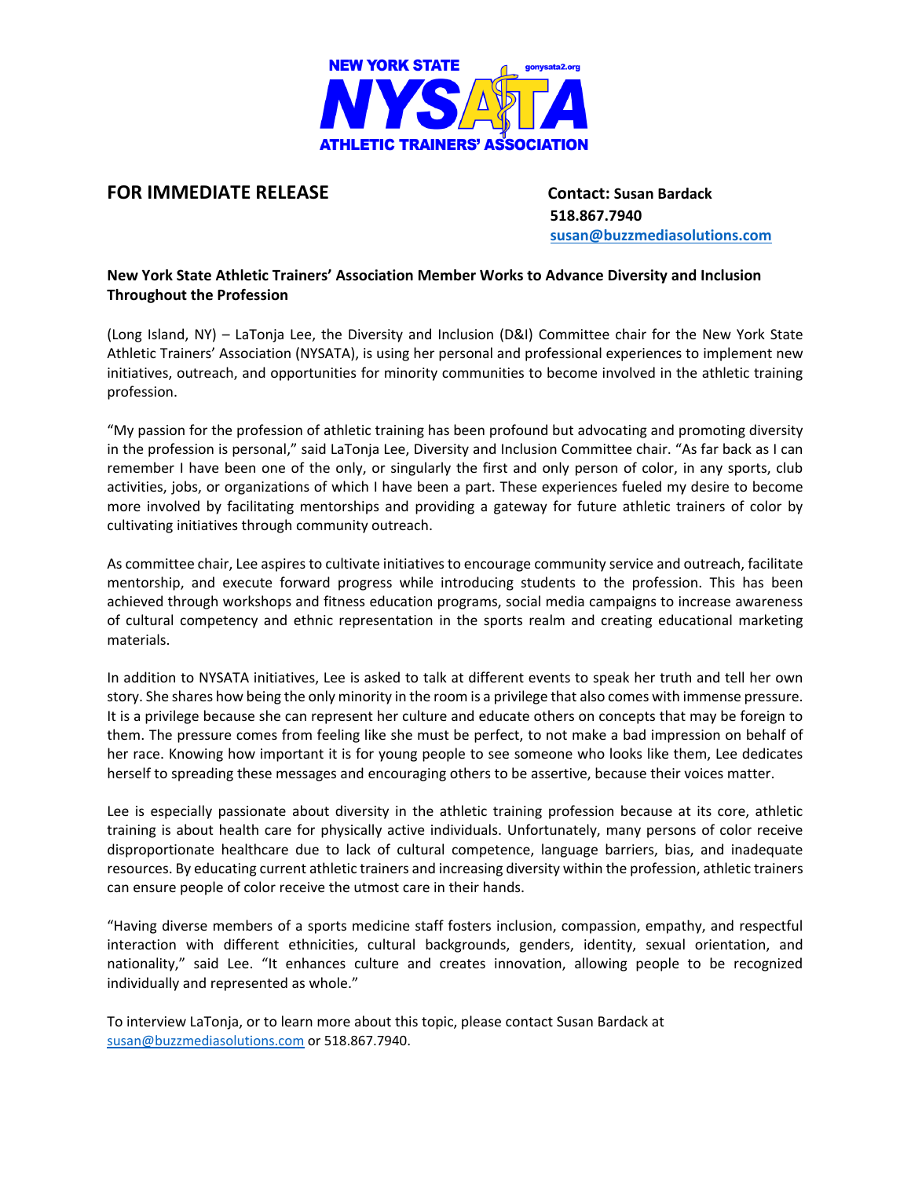NEW YORK STATE NYSATA gonysata2.org ATHLETIC TRAINERS' ASSOCIATION

**FOR IMMEDIATE RELEASE**

**Contact: Susan Bardack**
**518.867.7940**
**susan@buzzmediasolutions.com**

**New York State Athletic Trainers' Association Member Works to Advance Diversity and Inclusion Throughout the Profession**

(Long Island, NY) – LaTonja Lee, the Diversity and Inclusion (D&I) Committee chair for the New York State Athletic Trainers' Association (NYSATA), is using her personal and professional experiences to implement new initiatives, outreach, and opportunities for minority communities to become involved in the athletic training profession.

"My passion for the profession of athletic training has been profound but advocating and promoting diversity in the profession is personal," said LaTonja Lee, Diversity and Inclusion Committee chair. "As far back as I can remember I have been one of the only, or singularly the first and only person of color, in any sports, club activities, jobs, or organizations of which I have been a part. These experiences fueled my desire to become more involved by facilitating mentorships and providing a gateway for future athletic trainers of color by cultivating initiatives through community outreach.

As committee chair, Lee aspires to cultivate initiatives to encourage community service and outreach, facilitate mentorship, and execute forward progress while introducing students to the profession. This has been achieved through workshops and fitness education programs, social media campaigns to increase awareness of cultural competency and ethnic representation in the sports realm and creating educational marketing materials.

In addition to NYSATA initiatives, Lee is asked to talk at different events to speak her truth and tell her own story. She shares how being the only minority in the room is a privilege that also comes with immense pressure. It is a privilege because she can represent her culture and educate others on concepts that may be foreign to them. The pressure comes from feeling like she must be perfect, to not make a bad impression on behalf of her race. Knowing how important it is for young people to see someone who looks like them, Lee dedicates herself to spreading these messages and encouraging others to be assertive, because their voices matter.

Lee is especially passionate about diversity in the athletic training profession because at its core, athletic training is about health care for physically active individuals. Unfortunately, many persons of color receive disproportionate healthcare due to lack of cultural competence, language barriers, bias, and inadequate resources. By educating current athletic trainers and increasing diversity within the profession, athletic trainers can ensure people of color receive the utmost care in their hands.

"Having diverse members of a sports medicine staff fosters inclusion, compassion, empathy, and respectful interaction with different ethnicities, cultural backgrounds, genders, identity, sexual orientation, and nationality," said Lee. "It enhances culture and creates innovation, allowing people to be recognized individually and represented as whole."

To interview LaTonja, or to learn more about this topic, please contact Susan Bardack at susan@buzzmediasolutions.com or 518.867.7940.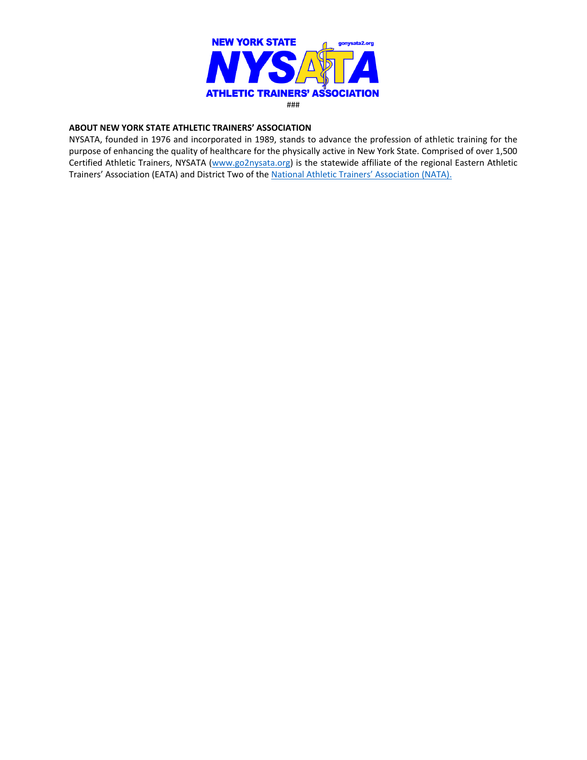NEW YORK STATE

NYSATA

ATHLETIC TRAINERS' ASSOCIATION

gonysata2.org

###

**ABOUT NEW YORK STATE ATHLETIC TRAINERS' ASSOCIATION**

NYSATA, founded in 1976 and incorporated in 1989, stands to advance the profession of athletic training for the purpose of enhancing the quality of healthcare for the physically active in New York State. Comprised of over 1,500 Certified Athletic Trainers, NYSATA (www.go2nysata.org) is the statewide affiliate of the regional Eastern Athletic Trainers' Association (EATA) and District Two of the National Athletic Trainers' Association (NATA).